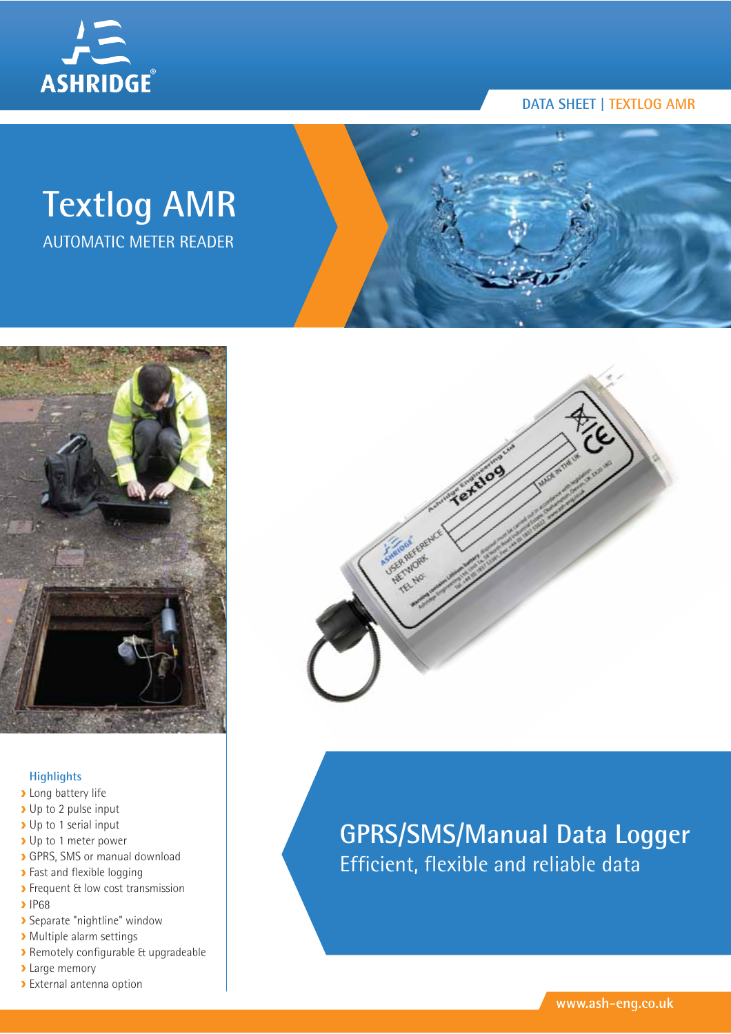ASHRIDGE

DATA SHEET | TEXTLOG AMR

# Textlog AMR

AUTOMATIC METER READER

### Highlights

- Long battery life
- Up to 2 pulse input
- Up to 1 serial input
- Up to 1 meter power
- GPRS, SMS or manual download
- Fast and flexible logging
- Frequent & low cost transmission
- IP68
- Separate "nightline" window
- Multiple alarm settings
- Remotely configurable & upgradeable
- Large memory
- External antenna option

## GPRS/SMS/Manual Data Logger

Efficient, flexible and reliable data

www.ash-eng.co.uk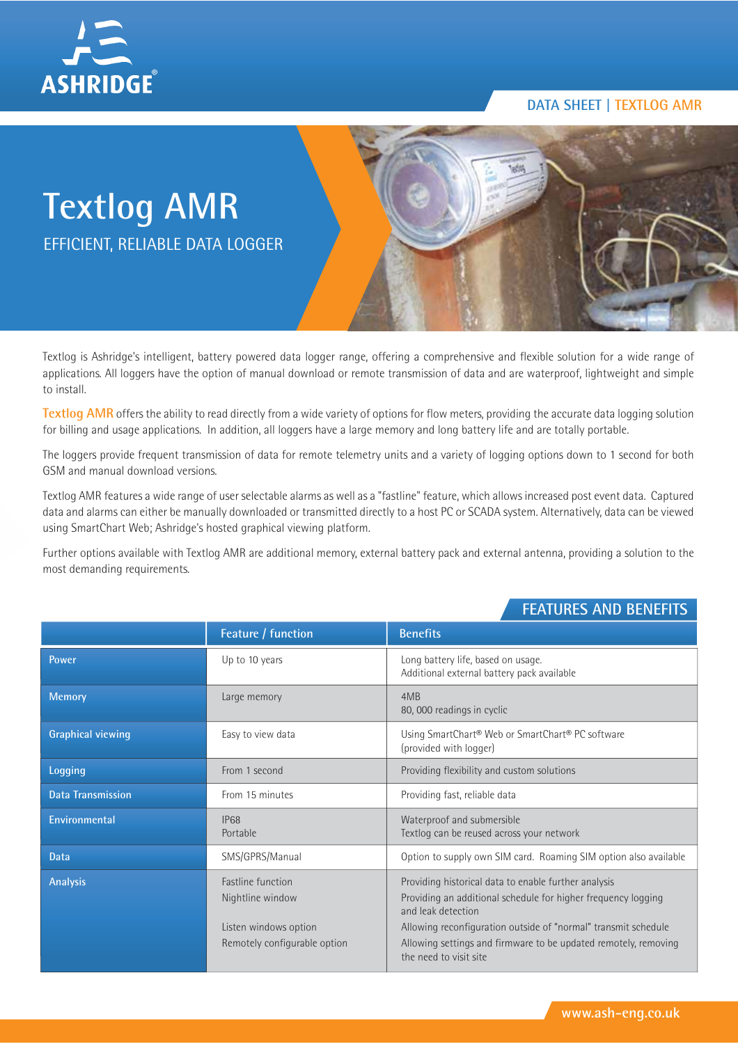DATA SHEET | TEXTLOG AMR

# Textlog AMR

## EFFICIENT, RELIABLE DATA LOGGER

Textlog is Ashridge's intelligent, battery powered data logger range, offering a comprehensive and flexible solution for a wide range of applications. All loggers have the option of manual download or remote transmission of data and are waterproof, lightweight and simple to install.

**Textlog AMR** offers the ability to read directly from a wide variety of options for flow meters, providing the accurate data logging solution for billing and usage applications. In addition, all loggers have a large memory and long battery life and are totally portable.

The loggers provide frequent transmission of data for remote telemetry units and a variety of logging options down to 1 second for both GSM and manual download versions.

Textlog AMR features a wide range of user selectable alarms as well as a "fastline" feature, which allows increased post event data. Captured data and alarms can either be manually downloaded or transmitted directly to a host PC or SCADA system. Alternatively, data can be viewed using SmartChart Web; Ashridge's hosted graphical viewing platform.

Further options available with Textlog AMR are additional memory, external battery pack and external antenna, providing a solution to the most demanding requirements.

## FEATURES AND BENEFITS

| | Feature / function | Benefits |
|---|---|---|
| Power | Up to 10 years | Long battery life, based on usage.<br>Additional external battery pack available |
| Memory | Large memory | 4MB<br>80, 000 readings in cyclic |
| Graphical viewing | Easy to view data | Using SmartChart® Web or SmartChart® PC software (provided with logger) |
| Logging | From 1 second | Providing flexibility and custom solutions |
| Data Transmission | From 15 minutes | Providing fast, reliable data |
| Environmental | IP68<br>Portable | Waterproof and submersible<br>Textlog can be reused across your network |
| Data | SMS/GPRS/Manual | Option to supply own SIM card. Roaming SIM option also available |
| Analysis | Fastline function<br>Nightline window<br>Listen windows option<br>Remotely configurable option | Providing historical data to enable further analysis<br>Providing an additional schedule for higher frequency logging and leak detection<br>Allowing reconfiguration outside of "normal" transmit schedule<br>Allowing settings and firmware to be updated remotely, removing the need to visit site |

www.ash-eng.co.uk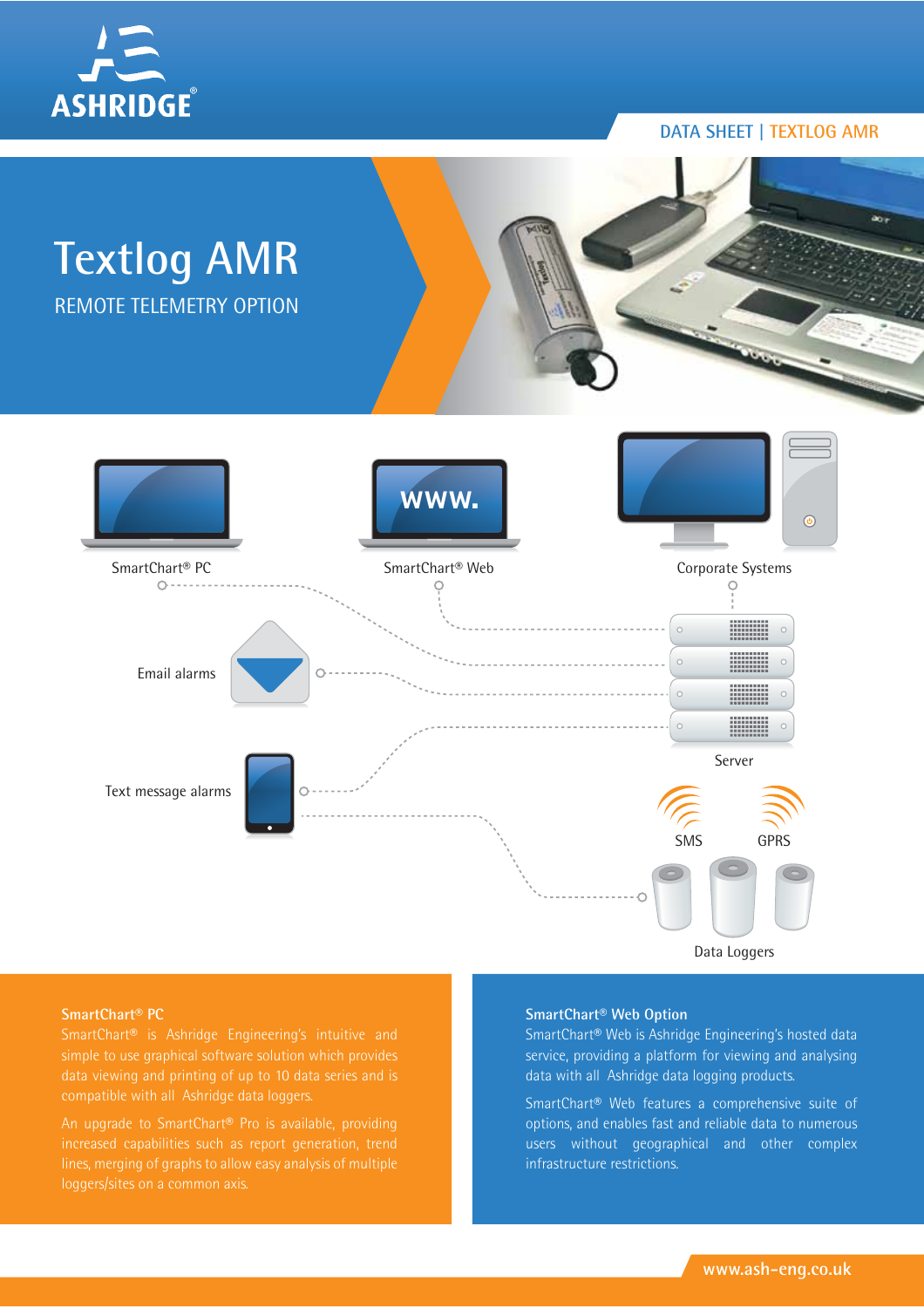DATA SHEET | TEXTLOG AMR

# Textlog AMR

REMOTE TELEMETRY OPTION

SmartChart® PC

SmartChart® Web

Corporate Systems

Email alarms

Text message alarms

Server

SMS

GPRS

Data Loggers

### SmartChart® PC

SmartChart® is Ashridge Engineering's intuitive and simple to use graphical software solution which provides data viewing and printing of up to 10 data series and is compatible with all Ashridge data loggers.

An upgrade to SmartChart® Pro is available, providing increased capabilities such as report generation, trend lines, merging of graphs to allow easy analysis of multiple loggers/sites on a common axis.

### SmartChart® Web Option

SmartChart® Web is Ashridge Engineering's hosted data service, providing a platform for viewing and analysing data with all Ashridge data logging products.

SmartChart® Web features a comprehensive suite of options, and enables fast and reliable data to numerous users without geographical and other complex infrastructure restrictions.

www.ash-eng.co.uk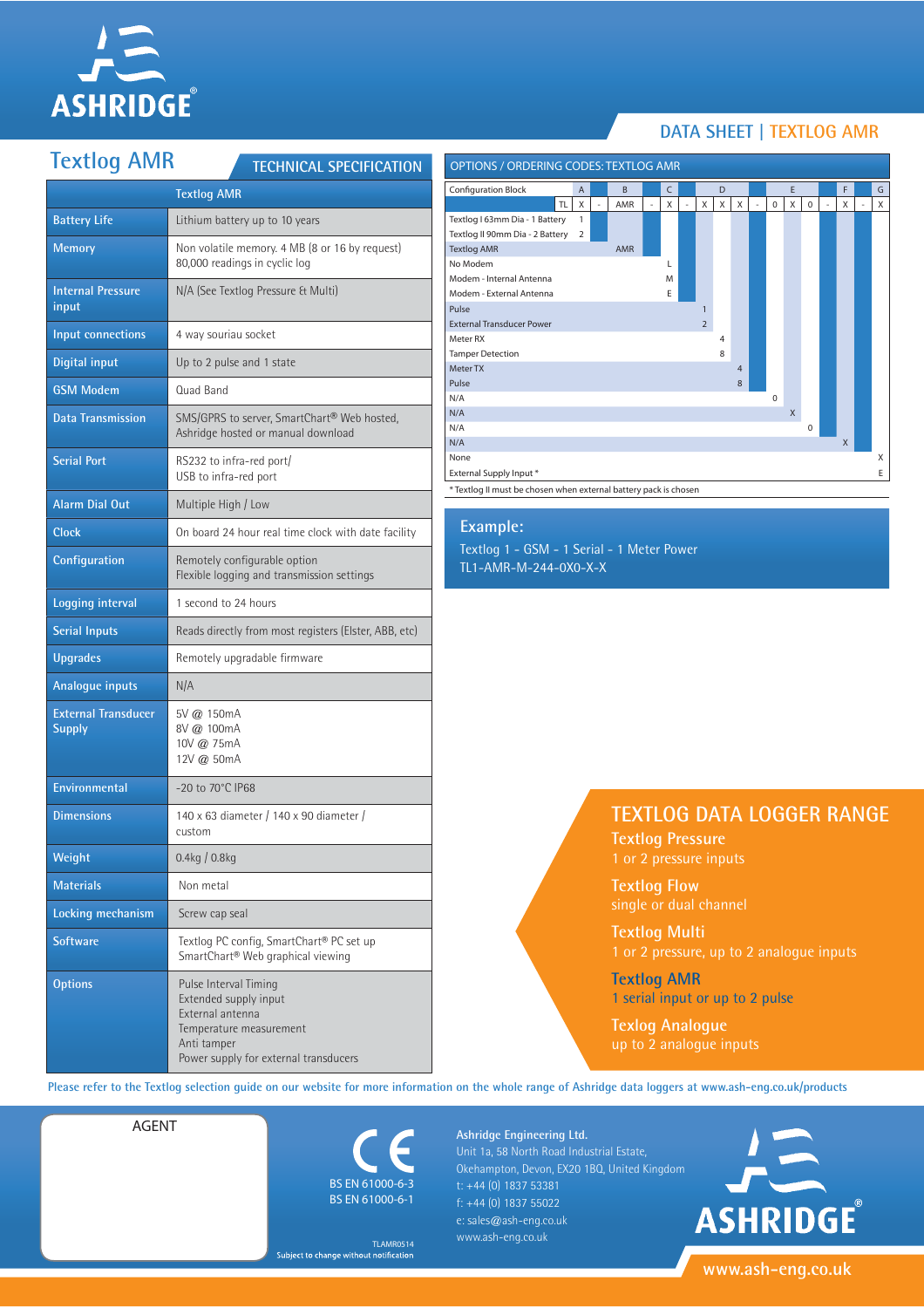# Textlog AMR

## TECHNICAL SPECIFICATION

| Textlog AMR | |
|---|---|
| Battery Life | Lithium battery up to 10 years |
| Memory | Non volatile memory. 4 MB (8 or 16 by request)<br>80,000 readings in cyclic log |
| Internal Pressure input | N/A (See Textlog Pressure & Multi) |
| Input connections | 4 way souriau socket |
| Digital input | Up to 2 pulse and 1 state |
| GSM Modem | Quad Band |
| Data Transmission | SMS/GPRS to server, SmartChart® Web hosted, Ashridge hosted or manual download |
| Serial Port | RS232 to infra-red port/<br>USB to infra-red port |
| Alarm Dial Out | Multiple High / Low |
| Clock | On board 24 hour real time clock with date facility |
| Configuration | Remotely configurable option<br>Flexible logging and transmission settings |
| Logging interval | 1 second to 24 hours |
| Serial Inputs | Reads directly from most registers (Elster, ABB, etc) |
| Upgrades | Remotely upgradable firmware |
| Analogue inputs | N/A |
| External Transducer Supply | 5V @ 150mA<br>8V @ 100mA<br>10V @ 75mA<br>12V @ 50mA |
| Environmental | -20 to 70°C IP68 |
| Dimensions | 140 x 63 diameter / 140 x 90 diameter / custom |
| Weight | 0.4kg / 0.8kg |
| Materials | Non metal |
| Locking mechanism | Screw cap seal |
| Software | Textlog PC config, SmartChart® PC set up<br>SmartChart® Web graphical viewing |
| Options | Pulse Interval Timing<br>Extended supply input<br>External antenna<br>Temperature measurement<br>Anti tamper<br>Power supply for external transducers |

# DATA SHEET | TEXTLOG AMR

## OPTIONS / ORDERING CODES: TEXTLOG AMR

| Configuration Block | | A | | B | | C | | D | | | | E | | | | F | | G |
|---|---|---|---|---|---|---|---|---|---|---|---|---|---|---|---|---|---|---|
| | TL | X | - | AMR | - | X | - | X | X | X | - | 0 | X | 0 | - | X | - | X |
| Textlog I 63mm Dia - 1 Battery | | 1 | | | | | | | | | | | | | | | | |
| Textlog II 90mm Dia - 2 Battery | | 2 | | | | | | | | | | | | | | | | |
| Textlog AMR | | | | AMR | | | | | | | | | | | | | | |
| No Modem | | | | | | L | | | | | | | | | | | | |
| Modem - Internal Antenna | | | | | | M | | | | | | | | | | | | |
| Modem - External Antenna | | | | | | E | | | | | | | | | | | | |
| Pulse | | | | | | | | 1 | | | | | | | | | | |
| External Transducer Power | | | | | | | | 2 | | | | | | | | | | |
| Meter RX | | | | | | | | | 4 | | | | | | | | | |
| Tamper Detection | | | | | | | | | 8 | | | | | | | | | |
| Meter TX | | | | | | | | | | 4 | | | | | | | | |
| Pulse | | | | | | | | | | 8 | | | | | | | | |
| N/A | | | | | | | | | | | | 0 | | | | | | |
| N/A | | | | | | | | | | | | | X | | | | | |
| N/A | | | | | | | | | | | | | | 0 | | | | |
| N/A | | | | | | | | | | | | | | | | X | | |
| None | | | | | | | | | | | | | | | | | | X |
| External Supply Input * | | | | | | | | | | | | | | | | | | E |

* Textlog II must be chosen when external battery pack is chosen

### Example:

Textlog 1 - GSM - 1 Serial - 1 Meter Power
TL1-AMR-M-244-0X0-X-X

## TEXTLOG DATA LOGGER RANGE

**Textlog Pressure**
1 or 2 pressure inputs

**Textlog Flow**
single or dual channel

**Textlog Multi**
1 or 2 pressure, up to 2 analogue inputs

**Textlog AMR**
1 serial input or up to 2 pulse

**Texlog Analogue**
up to 2 analogue inputs

Please refer to the Textlog selection guide on our website for more information on the whole range of Ashridge data loggers at www.ash-eng.co.uk/products

AGENT

BS EN 61000-6-3
BS EN 61000-6-1

TLAMR0514
Subject to change without notification

**Ashridge Engineering Ltd.**
Unit 1a, 58 North Road Industrial Estate,
Okehampton, Devon, EX20 1BQ, United Kingdom
t: +44 (0) 1837 53381
f: +44 (0) 1837 55022
e: sales@ash-eng.co.uk
www.ash-eng.co.uk

www.ash-eng.co.uk